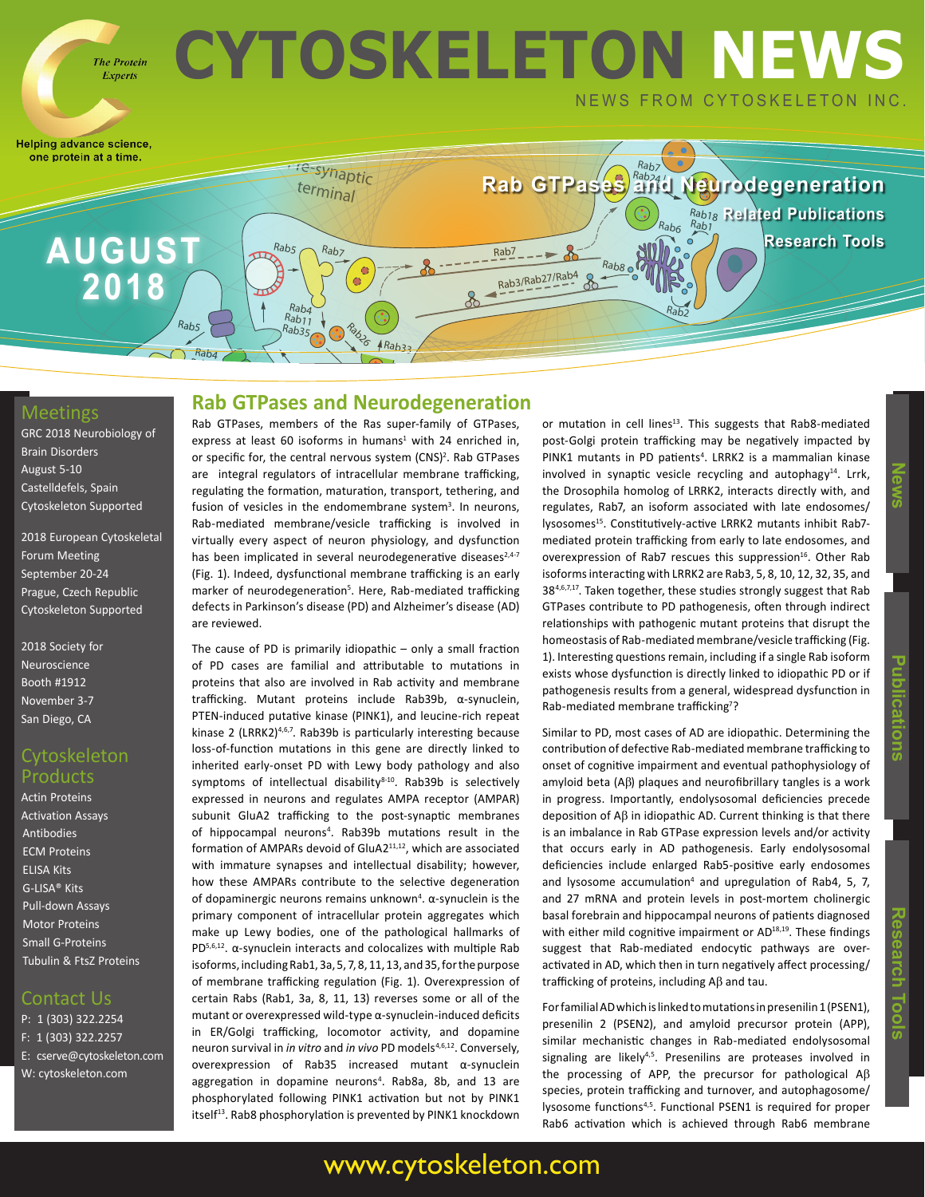# CYTOSKELETON NEWS

NEWS FROM CYTOSKELETON INC.

The Protein Experts

Helping advance science, one protein at a time.

**AUGUST 2018**

Rab GTPases and Neurodegeneration

Related Publications

Research Tools

## Meetings

GRC 2018 Neurobiology of Brain Disorders
August 5-10
Castelldefels, Spain
Cytoskeleton Supported

2018 European Cytoskeletal Forum Meeting
September 20-24
Prague, Czech Republic
Cytoskeleton Supported

2018 Society for Neuroscience
Booth #1912
November 3-7
San Diego, CA

## Cytoskeleton Products

- Actin Proteins
- Activation Assays
- Antibodies
- ECM Proteins
- ELISA Kits
- G-LISA® Kits
- Pull-down Assays
- Motor Proteins
- Small G-Proteins
- Tubulin & FtsZ Proteins

## Contact Us

P: 1 (303) 322.2254
F: 1 (303) 322.2257
E: cserve@cytoskeleton.com
W: cytoskeleton.com

## Rab GTPases and Neurodegeneration

Rab GTPases, members of the Ras super-family of GTPases, express at least 60 isoforms in humans[1] with 24 enriched in, or specific for, the central nervous system (CNS)[2]. Rab GTPases are integral regulators of intracellular membrane trafficking, regulating the formation, maturation, transport, tethering, and fusion of vesicles in the endomembrane system[3]. In neurons, Rab-mediated membrane/vesicle trafficking is involved in virtually every aspect of neuron physiology, and dysfunction has been implicated in several neurodegenerative diseases[2,4-7] (Fig. 1). Indeed, dysfunctional membrane trafficking is an early marker of neurodegeneration[5]. Here, Rab-mediated trafficking defects in Parkinson's disease (PD) and Alzheimer's disease (AD) are reviewed.

The cause of PD is primarily idiopathic – only a small fraction of PD cases are familial and attributable to mutations in proteins that also are involved in Rab activity and membrane trafficking. Mutant proteins include Rab39b, α-synuclein, PTEN-induced putative kinase (PINK1), and leucine-rich repeat kinase 2 (LRRK2)[4,6,7]. Rab39b is particularly interesting because loss-of-function mutations in this gene are directly linked to inherited early-onset PD with Lewy body pathology and also symptoms of intellectual disability[8-10]. Rab39b is selectively expressed in neurons and regulates AMPA receptor (AMPAR) subunit GluA2 trafficking to the post-synaptic membranes of hippocampal neurons[4]. Rab39b mutations result in the formation of AMPARs devoid of GluA2[11,12], which are associated with immature synapses and intellectual disability; however, how these AMPARs contribute to the selective degeneration of dopaminergic neurons remains unknown[4]. α-synuclein is the primary component of intracellular protein aggregates which make up Lewy bodies, one of the pathological hallmarks of PD[5,6,12]. α-synuclein interacts and colocalizes with multiple Rab isoforms, including Rab1, 3a, 5, 7, 8, 11, 13, and 35, for the purpose of membrane trafficking regulation (Fig. 1). Overexpression of certain Rabs (Rab1, 3a, 8, 11, 13) reverses some or all of the mutant or overexpressed wild-type α-synuclein-induced deficits in ER/Golgi trafficking, locomotor activity, and dopamine neuron survival in *in vitro* and *in vivo* PD models[4,6,12]. Conversely, overexpression of Rab35 increased mutant α-synuclein aggregation in dopamine neurons[4]. Rab8a, 8b, and 13 are phosphorylated following PINK1 activation but not by PINK1 itself[13]. Rab8 phosphorylation is prevented by PINK1 knockdown or mutation in cell lines[13]. This suggests that Rab8-mediated post-Golgi protein trafficking may be negatively impacted by PINK1 mutants in PD patients[4]. LRRK2 is a mammalian kinase involved in synaptic vesicle recycling and autophagy[14]. Lrrk, the Drosophila homolog of LRRK2, interacts directly with, and regulates, Rab7, an isoform associated with late endosomes/lysosomes[15]. Constitutively-active LRRK2 mutants inhibit Rab7-mediated protein trafficking from early to late endosomes, and overexpression of Rab7 rescues this suppression[16]. Other Rab isoforms interacting with LRRK2 are Rab3, 5, 8, 10, 12, 32, 35, and 38[4,6,7,17]. Taken together, these studies strongly suggest that Rab GTPases contribute to PD pathogenesis, often through indirect relationships with pathogenic mutant proteins that disrupt the homeostasis of Rab-mediated membrane/vesicle trafficking (Fig. 1). Interesting questions remain, including if a single Rab isoform exists whose dysfunction is directly linked to idiopathic PD or if pathogenesis results from a general, widespread dysfunction in Rab-mediated membrane trafficking[7]?

Similar to PD, most cases of AD are idiopathic. Determining the contribution of defective Rab-mediated membrane trafficking to onset of cognitive impairment and eventual pathophysiology of amyloid beta (Aβ) plaques and neurofibrillary tangles is a work in progress. Importantly, endolysosomal deficiencies precede deposition of Aβ in idiopathic AD. Current thinking is that there is an imbalance in Rab GTPase expression levels and/or activity that occurs early in AD pathogenesis. Early endolysosomal deficiencies include enlarged Rab5-positive early endosomes and lysosome accumulation[4] and upregulation of Rab4, 5, 7, and 27 mRNA and protein levels in post-mortem cholinergic basal forebrain and hippocampal neurons of patients diagnosed with either mild cognitive impairment or AD[18,19]. These findings suggest that Rab-mediated endocytic pathways are over-activated in AD, which then in turn negatively affect processing/trafficking of proteins, including Aβ and tau.

For familial AD which is linked to mutations in presenilin 1 (PSEN1), presenilin 2 (PSEN2), and amyloid precursor protein (APP), similar mechanistic changes in Rab-mediated endolysosomal signaling are likely[4,5]. Presenilins are proteases involved in the processing of APP, the precursor for pathological Aβ species, protein trafficking and turnover, and autophagosome/lysosome functions[4,5]. Functional PSEN1 is required for proper Rab6 activation which is achieved through Rab6 membrane

News | Publications | Research Tools

www.cytoskeleton.com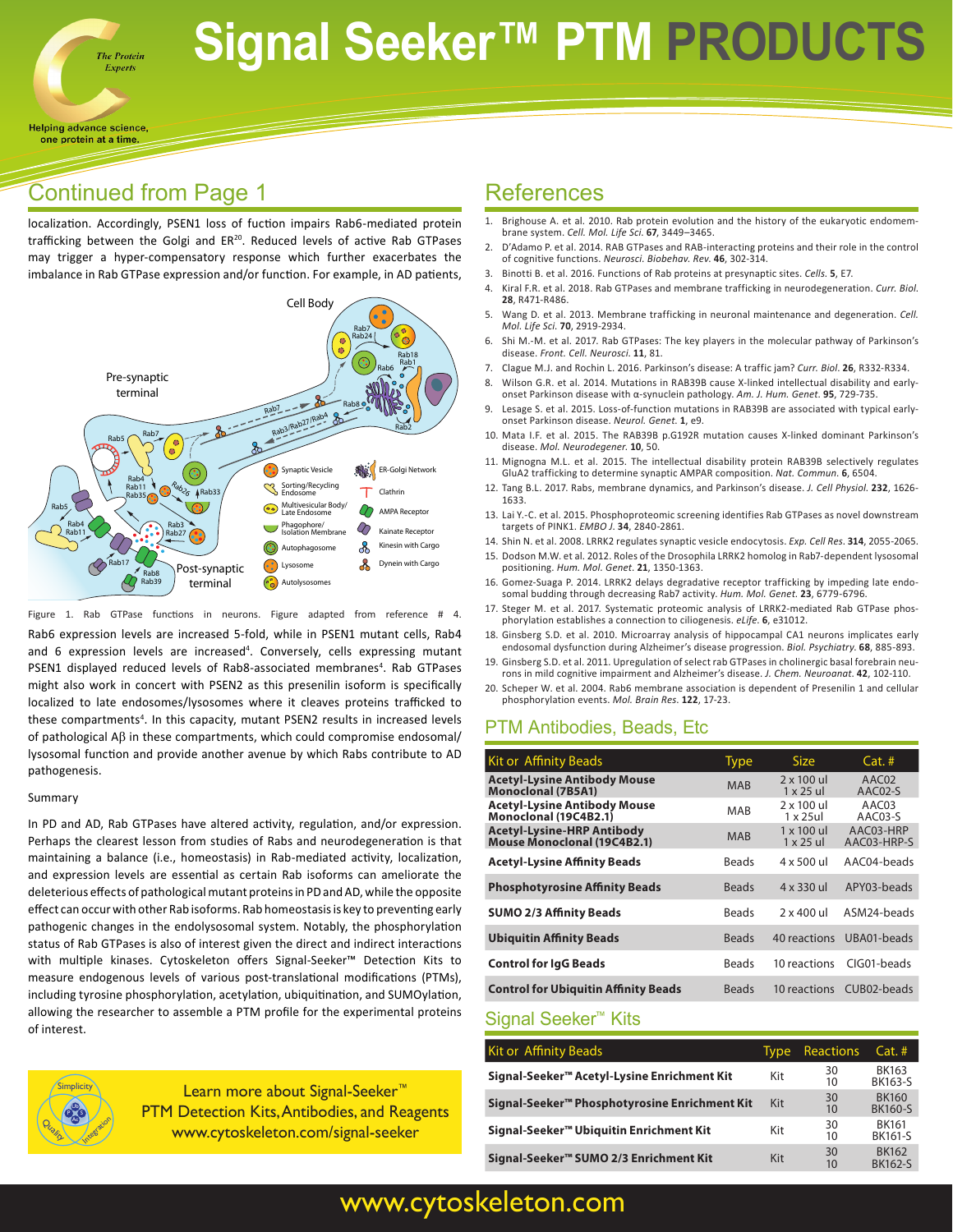# Signal Seeker™ PTM PRODUCTS

## Continued from Page 1

localization. Accordingly, PSEN1 loss of fuction impairs Rab6-mediated protein trafficking between the Golgi and ER[20]. Reduced levels of active Rab GTPases may trigger a hyper-compensatory response which further exacerbates the imbalance in Rab GTPase expression and/or function. For example, in AD patients,

Cell Body

Pre-synaptic terminal

Post-synaptic terminal

Rab7, Rab24, Rab18, Rab1, Rab6, Rab8, Rab2, Rab7, Rab3/Rab27/Rab4, Rab5, Rab7, Rab4, Rab11, Rab35, Rab26, Rab33, Rab5, Rab4, Rab11, Rab3, Rab27, Rab17, Rab8, Rab39

Synaptic Vesicle
Sorting/Recycling Endosome
Multivesicular Body/ Late Endosome
Phagophore/ Isolation Membrane
Autophagosome
Lysosome
Autolysosomes
ER-Golgi Network
Clathrin
AMPA Receptor
Kainate Receptor
Kinesin with Cargo
Dynein with Cargo

Figure 1. Rab GTPase functions in neurons. Figure adapted from reference # 4.

Rab6 expression levels are increased 5-fold, while in PSEN1 mutant cells, Rab4 and 6 expression levels are increased[4]. Conversely, cells expressing mutant PSEN1 displayed reduced levels of Rab8-associated membranes[4]. Rab GTPases might also work in concert with PSEN2 as this presenilin isoform is specifically localized to late endosomes/lysosomes where it cleaves proteins trafficked to these compartments[4]. In this capacity, mutant PSEN2 results in increased levels of pathological Aβ in these compartments, which could compromise endosomal/ lysosomal function and provide another avenue by which Rabs contribute to AD pathogenesis.

Summary

In PD and AD, Rab GTPases have altered activity, regulation, and/or expression. Perhaps the clearest lesson from studies of Rabs and neurodegeneration is that maintaining a balance (i.e., homeostasis) in Rab-mediated activity, localization, and expression levels are essential as certain Rab isoforms can ameliorate the deleterious effects of pathological mutant proteins in PD and AD, while the opposite effect can occur with other Rab isoforms. Rab homeostasis is key to preventing early pathogenic changes in the endolysosomal system. Notably, the phosphorylation status of Rab GTPases is also of interest given the direct and indirect interactions with multiple kinases. Cytoskeleton offers Signal-Seeker™ Detection Kits to measure endogenous levels of various post-translational modifications (PTMs), including tyrosine phosphorylation, acetylation, ubiquitination, and SUMOylation, allowing the researcher to assemble a PTM profile for the experimental proteins of interest.

Simplicity · Quality · Integration

Learn more about Signal-Seeker™ PTM Detection Kits, Antibodies, and Reagents
www.cytoskeleton.com/signal-seeker

## References

1. Brighouse A. et al. 2010. Rab protein evolution and the history of the eukaryotic endomembrane system. *Cell. Mol. Life Sci*. **67**, 3449–3465.
2. D'Adamo P. et al. 2014. RAB GTPases and RAB-interacting proteins and their role in the control of cognitive functions. *Neurosci. Biobehav. Rev*. **46**, 302-314.
3. Binotti B. et al. 2016. Functions of Rab proteins at presynaptic sites. *Cells*. **5**, E7.
4. Kiral F.R. et al. 2018. Rab GTPases and membrane trafficking in neurodegeneration. *Curr. Biol*. **28**, R471-R486.
5. Wang D. et al. 2013. Membrane trafficking in neuronal maintenance and degeneration. *Cell. Mol. Life Sci*. **70**, 2919-2934.
6. Shi M.-M. et al. 2017. Rab GTPases: The key players in the molecular pathway of Parkinson's disease. *Front. Cell. Neurosci*. **11**, 81.
7. Clague M.J. and Rochin L. 2016. Parkinson's disease: A traffic jam? *Curr. Biol*. **26**, R332-R334.
8. Wilson G.R. et al. 2014. Mutations in RAB39B cause X-linked intellectual disability and early-onset Parkinson disease with α-synuclein pathology. *Am. J. Hum. Genet*. **95**, 729-735.
9. Lesage S. et al. 2015. Loss-of-function mutations in RAB39B are associated with typical early-onset Parkinson disease. *Neurol. Genet*. **1**, e9.
10. Mata I.F. et al. 2015. The RAB39B p.G192R mutation causes X-linked dominant Parkinson's disease. *Mol. Neurodegener*. **10**, 50.
11. Mignogna M.L. et al. 2015. The intellectual disability protein RAB39B selectively regulates GluA2 trafficking to determine synaptic AMPAR composition. *Nat. Commun*. **6**, 6504.
12. Tang B.L. 2017. Rabs, membrane dynamics, and Parkinson's disease. *J. Cell Physiol*. **232**, 1626-1633.
13. Lai Y.-C. et al. 2015. Phosphoproteomic screening identifies Rab GTPases as novel downstream targets of PINK1. *EMBO J*. **34**, 2840-2861.
14. Shin N. et al. 2008. LRRK2 regulates synaptic vesicle endocytosis. *Exp. Cell Res*. **314**, 2055-2065.
15. Dodson M.W. et al. 2012. Roles of the Drosophila LRRK2 homolog in Rab7-dependent lysosomal positioning. *Hum. Mol. Genet*. **21**, 1350-1363.
16. Gomez-Suaga P. 2014. LRRK2 delays degradative receptor trafficking by impeding late endosomal budding through decreasing Rab7 activity. *Hum. Mol. Genet*. **23**, 6779-6796.
17. Steger M. et al. 2017. Systematic proteomic analysis of LRRK2-mediated Rab GTPase phosphorylation establishes a connection to ciliogenesis. *eLife*. **6**, e31012.
18. Ginsberg S.D. et al. 2010. Microarray analysis of hippocampal CA1 neurons implicates early endosomal dysfunction during Alzheimer's disease progression. *Biol. Psychiatry*. **68**, 885-893.
19. Ginsberg S.D. et al. 2011. Upregulation of select rab GTPases in cholinergic basal forebrain neurons in mild cognitive impairment and Alzheimer's disease. *J. Chem. Neuroanat*. **42**, 102-110.
20. Scheper W. et al. 2004. Rab6 membrane association is dependent of Presenilin 1 and cellular phosphorylation events. *Mol. Brain Res*. **122**, 17-23.

## PTM Antibodies, Beads, Etc

| Kit or Affinity Beads | Type | Size | Cat. # |
|---|---|---|---|
| **Acetyl-Lysine Antibody Mouse Monoclonal (7B5A1)** | MAB | 2 x 100 ul<br>1 x 25 ul | AAC02<br>AAC02-S |
| **Acetyl-Lysine Antibody Mouse Monoclonal (19C4B2.1)** | MAB | 2 x 100 ul<br>1 x 25ul | AAC03<br>AAC03-S |
| **Acetyl-Lysine-HRP Antibody Mouse Monoclonal (19C4B2.1)** | MAB | 1 x 100 ul<br>1 x 25 ul | AAC03-HRP<br>AAC03-HRP-S |
| **Acetyl-Lysine Affinity Beads** | Beads | 4 x 500 ul | AAC04-beads |
| **Phosphotyrosine Affinity Beads** | Beads | 4 x 330 ul | APY03-beads |
| **SUMO 2/3 Affinity Beads** | Beads | 2 x 400 ul | ASM24-beads |
| **Ubiquitin Affinity Beads** | Beads | 40 reactions | UBA01-beads |
| **Control for IgG Beads** | Beads | 10 reactions | CIG01-beads |
| **Control for Ubiquitin Affinity Beads** | Beads | 10 reactions | CUB02-beads |

## Signal Seeker™ Kits

| Kit or Affinity Beads | Type | Reactions | Cat. # |
|---|---|---|---|
| **Signal-Seeker™ Acetyl-Lysine Enrichment Kit** | Kit | 30<br>10 | BK163<br>BK163-S |
| **Signal-Seeker™ Phosphotyrosine Enrichment Kit** | Kit | 30<br>10 | BK160<br>BK160-S |
| **Signal-Seeker™ Ubiquitin Enrichment Kit** | Kit | 30<br>10 | BK161<br>BK161-S |
| **Signal-Seeker™ SUMO 2/3 Enrichment Kit** | Kit | 30<br>10 | BK162<br>BK162-S |

www.cytoskeleton.com